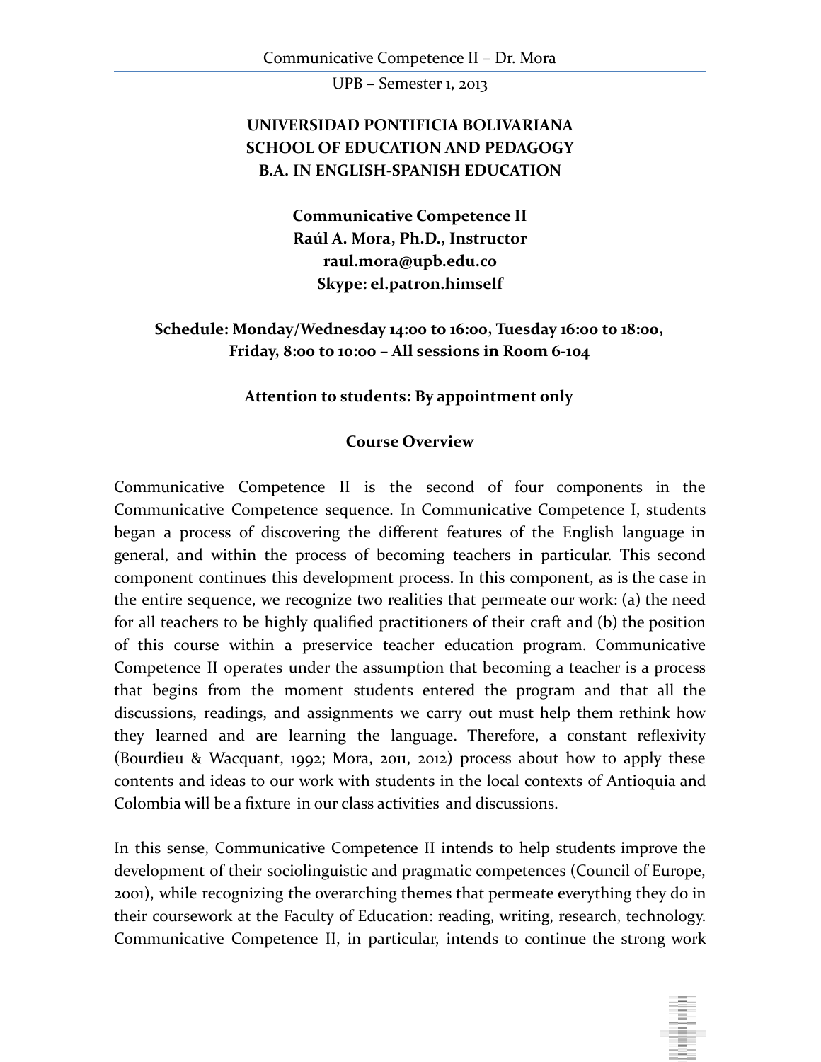**UNIVERSIDAD PONTIFICIA BOLIVARIANA**
**SCHOOL OF EDUCATION AND PEDAGOGY**
**B.A. IN ENGLISH-SPANISH EDUCATION**

**Communicative Competence II**
**Raúl A. Mora, Ph.D., Instructor**
**raul.mora@upb.edu.co**
**Skype: el.patron.himself**

**Schedule: Monday/Wednesday 14:00 to 16:00, Tuesday 16:00 to 18:00, Friday, 8:00 to 10:00 – All sessions in Room 6-104**

**Attention to students: By appointment only**

## Course Overview

Communicative Competence II is the second of four components in the Communicative Competence sequence. In Communicative Competence I, students began a process of discovering the different features of the English language in general, and within the process of becoming teachers in particular. This second component continues this development process. In this component, as is the case in the entire sequence, we recognize two realities that permeate our work: (a) the need for all teachers to be highly qualified practitioners of their craft and (b) the position of this course within a preservice teacher education program. Communicative Competence II operates under the assumption that becoming a teacher is a process that begins from the moment students entered the program and that all the discussions, readings, and assignments we carry out must help them rethink how they learned and are learning the language. Therefore, a constant reflexivity (Bourdieu & Wacquant, 1992; Mora, 2011, 2012) process about how to apply these contents and ideas to our work with students in the local contexts of Antioquia and Colombia will be a fixture in our class activities and discussions.

In this sense, Communicative Competence II intends to help students improve the development of their sociolinguistic and pragmatic competences (Council of Europe, 2001), while recognizing the overarching themes that permeate everything they do in their coursework at the Faculty of Education: reading, writing, research, technology. Communicative Competence II, in particular, intends to continue the strong work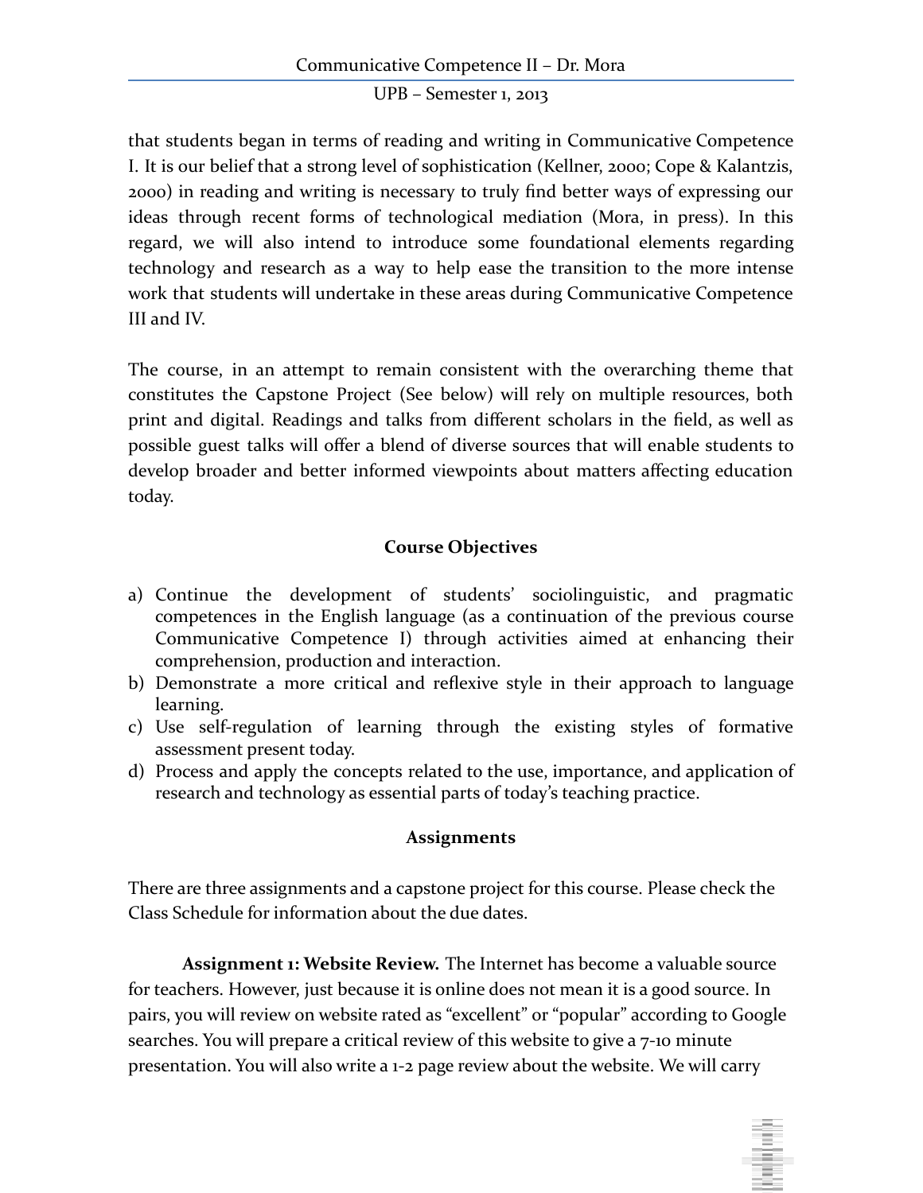that students began in terms of reading and writing in Communicative Competence I. It is our belief that a strong level of sophistication (Kellner, 2000; Cope & Kalantzis, 2000) in reading and writing is necessary to truly find better ways of expressing our ideas through recent forms of technological mediation (Mora, in press). In this regard, we will also intend to introduce some foundational elements regarding technology and research as a way to help ease the transition to the more intense work that students will undertake in these areas during Communicative Competence III and IV.

The course, in an attempt to remain consistent with the overarching theme that constitutes the Capstone Project (See below) will rely on multiple resources, both print and digital. Readings and talks from different scholars in the field, as well as possible guest talks will offer a blend of diverse sources that will enable students to develop broader and better informed viewpoints about matters affecting education today.

## Course Objectives

a) Continue the development of students' sociolinguistic, and pragmatic competences in the English language (as a continuation of the previous course Communicative Competence I) through activities aimed at enhancing their comprehension, production and interaction.
b) Demonstrate a more critical and reflexive style in their approach to language learning.
c) Use self-regulation of learning through the existing styles of formative assessment present today.
d) Process and apply the concepts related to the use, importance, and application of research and technology as essential parts of today's teaching practice.

## Assignments

There are three assignments and a capstone project for this course. Please check the Class Schedule for information about the due dates.

**Assignment 1: Website Review.** The Internet has become a valuable source for teachers. However, just because it is online does not mean it is a good source. In pairs, you will review on website rated as "excellent" or "popular" according to Google searches. You will prepare a critical review of this website to give a 7-10 minute presentation. You will also write a 1-2 page review about the website. We will carry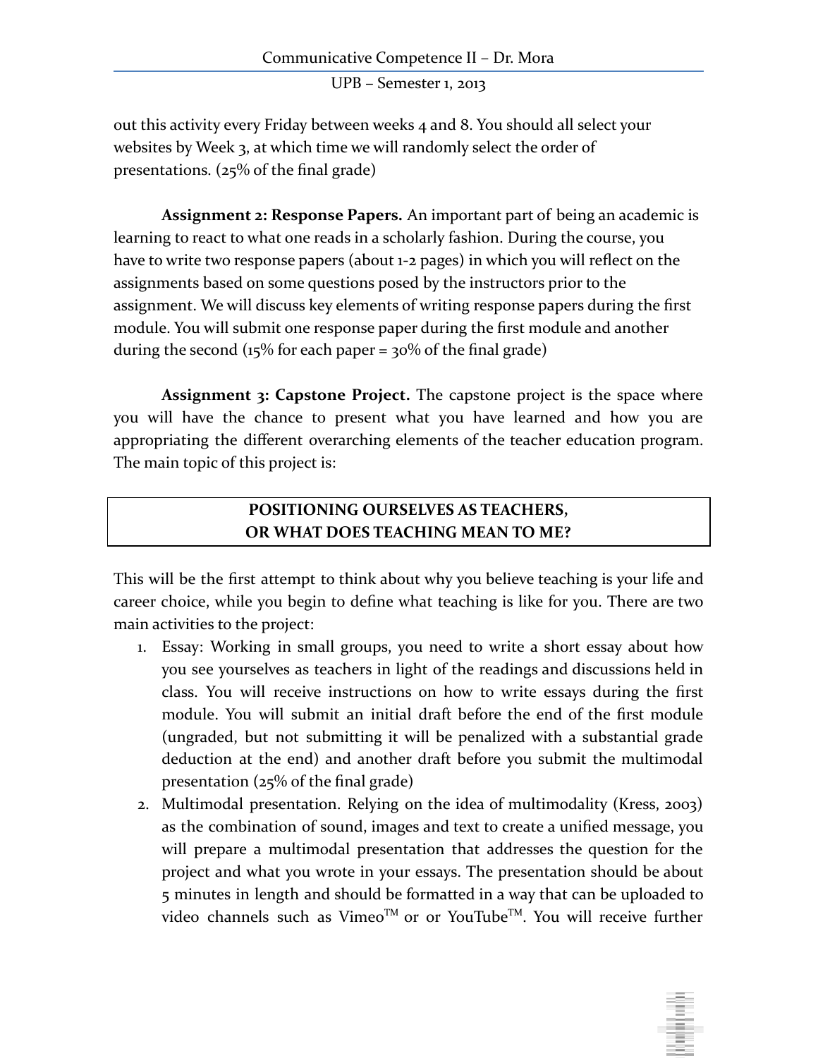out this activity every Friday between weeks 4 and 8. You should all select your websites by Week 3, at which time we will randomly select the order of presentations. (25% of the final grade)

**Assignment 2: Response Papers.** An important part of being an academic is learning to react to what one reads in a scholarly fashion. During the course, you have to write two response papers (about 1-2 pages) in which you will reflect on the assignments based on some questions posed by the instructors prior to the assignment. We will discuss key elements of writing response papers during the first module. You will submit one response paper during the first module and another during the second (15% for each paper = 30% of the final grade)

**Assignment 3: Capstone Project.** The capstone project is the space where you will have the chance to present what you have learned and how you are appropriating the different overarching elements of the teacher education program. The main topic of this project is:

**POSITIONING OURSELVES AS TEACHERS,**
**OR WHAT DOES TEACHING MEAN TO ME?**

This will be the first attempt to think about why you believe teaching is your life and career choice, while you begin to define what teaching is like for you. There are two main activities to the project:

1. Essay: Working in small groups, you need to write a short essay about how you see yourselves as teachers in light of the readings and discussions held in class. You will receive instructions on how to write essays during the first module. You will submit an initial draft before the end of the first module (ungraded, but not submitting it will be penalized with a substantial grade deduction at the end) and another draft before you submit the multimodal presentation (25% of the final grade)
2. Multimodal presentation. Relying on the idea of multimodality (Kress, 2003) as the combination of sound, images and text to create a unified message, you will prepare a multimodal presentation that addresses the question for the project and what you wrote in your essays. The presentation should be about 5 minutes in length and should be formatted in a way that can be uploaded to video channels such as Vimeo™ or or YouTube™. You will receive further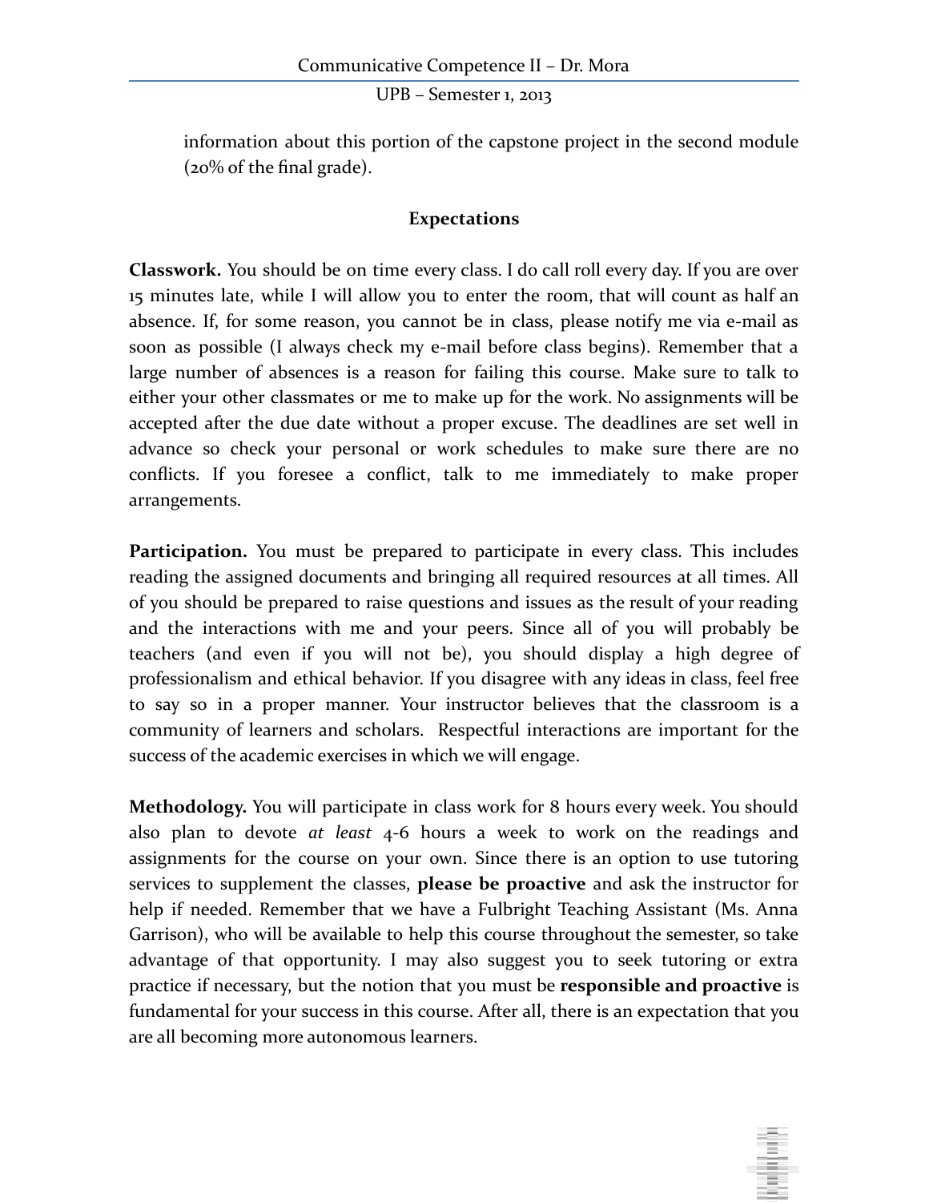information about this portion of the capstone project in the second module (20% of the final grade).

## Expectations

**Classwork.** You should be on time every class. I do call roll every day. If you are over 15 minutes late, while I will allow you to enter the room, that will count as half an absence. If, for some reason, you cannot be in class, please notify me via e-mail as soon as possible (I always check my e-mail before class begins). Remember that a large number of absences is a reason for failing this course. Make sure to talk to either your other classmates or me to make up for the work. No assignments will be accepted after the due date without a proper excuse. The deadlines are set well in advance so check your personal or work schedules to make sure there are no conflicts. If you foresee a conflict, talk to me immediately to make proper arrangements.

**Participation.** You must be prepared to participate in every class. This includes reading the assigned documents and bringing all required resources at all times. All of you should be prepared to raise questions and issues as the result of your reading and the interactions with me and your peers. Since all of you will probably be teachers (and even if you will not be), you should display a high degree of professionalism and ethical behavior. If you disagree with any ideas in class, feel free to say so in a proper manner. Your instructor believes that the classroom is a community of learners and scholars. Respectful interactions are important for the success of the academic exercises in which we will engage.

**Methodology.** You will participate in class work for 8 hours every week. You should also plan to devote *at least* 4-6 hours a week to work on the readings and assignments for the course on your own. Since there is an option to use tutoring services to supplement the classes, **please be proactive** and ask the instructor for help if needed. Remember that we have a Fulbright Teaching Assistant (Ms. Anna Garrison), who will be available to help this course throughout the semester, so take advantage of that opportunity. I may also suggest you to seek tutoring or extra practice if necessary, but the notion that you must be **responsible and proactive** is fundamental for your success in this course. After all, there is an expectation that you are all becoming more autonomous learners.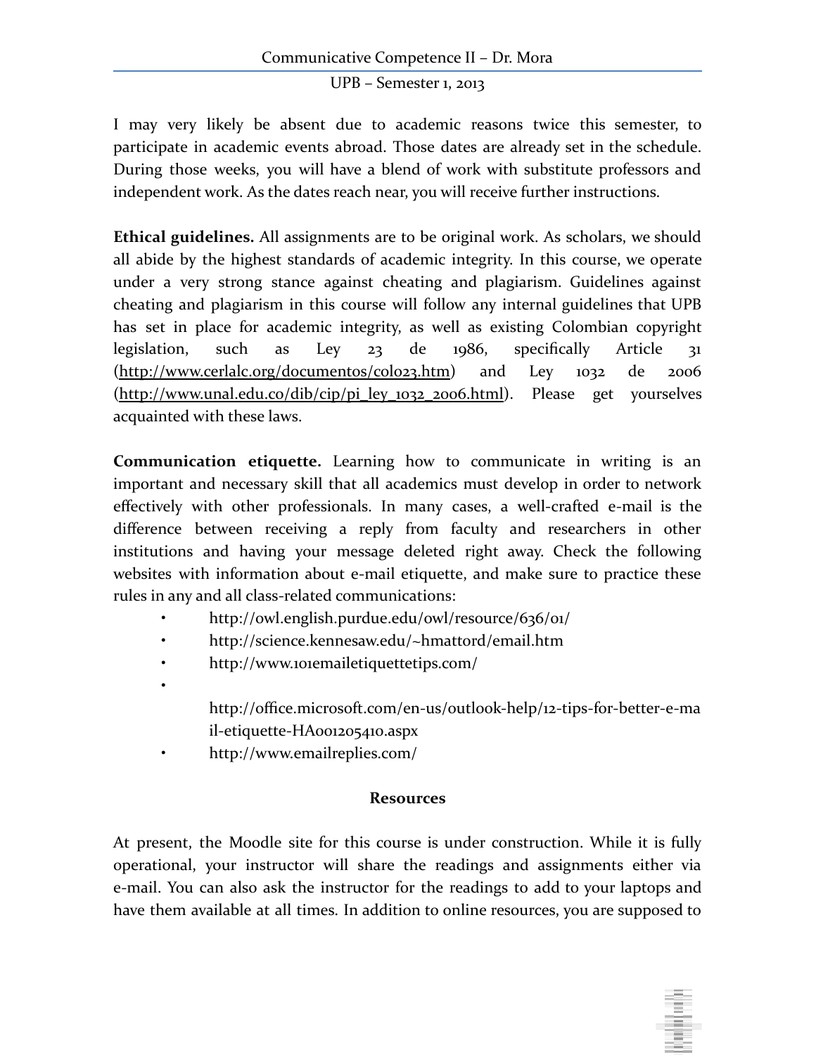I may very likely be absent due to academic reasons twice this semester, to participate in academic events abroad. Those dates are already set in the schedule. During those weeks, you will have a blend of work with substitute professors and independent work. As the dates reach near, you will receive further instructions.

**Ethical guidelines.** All assignments are to be original work. As scholars, we should all abide by the highest standards of academic integrity. In this course, we operate under a very strong stance against cheating and plagiarism. Guidelines against cheating and plagiarism in this course will follow any internal guidelines that UPB has set in place for academic integrity, as well as existing Colombian copyright legislation, such as Ley 23 de 1986, specifically Article 31 (http://www.cerlalc.org/documentos/colo23.htm) and Ley 1032 de 2006 (http://www.unal.edu.co/dib/cip/pi_ley_1032_2006.html). Please get yourselves acquainted with these laws.

**Communication etiquette.** Learning how to communicate in writing is an important and necessary skill that all academics must develop in order to network effectively with other professionals. In many cases, a well-crafted e-mail is the difference between receiving a reply from faculty and researchers in other institutions and having your message deleted right away. Check the following websites with information about e-mail etiquette, and make sure to practice these rules in any and all class-related communications:

- http://owl.english.purdue.edu/owl/resource/636/01/
- http://science.kennesaw.edu/~hmattord/email.htm
- http://www.101emailetiquettetips.com/
- http://office.microsoft.com/en-us/outlook-help/12-tips-for-better-e-mail-etiquette-HA001205410.aspx
- http://www.emailreplies.com/

## Resources

At present, the Moodle site for this course is under construction. While it is fully operational, your instructor will share the readings and assignments either via e-mail. You can also ask the instructor for the readings to add to your laptops and have them available at all times. In addition to online resources, you are supposed to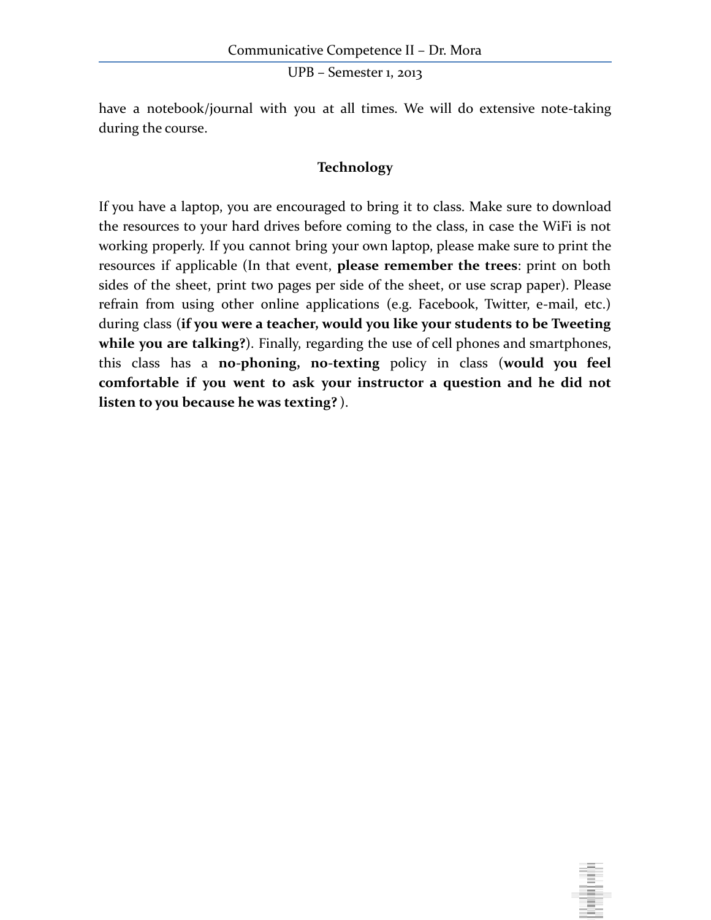have a notebook/journal with you at all times. We will do extensive note-taking during the course.

## Technology

If you have a laptop, you are encouraged to bring it to class. Make sure to download the resources to your hard drives before coming to the class, in case the WiFi is not working properly. If you cannot bring your own laptop, please make sure to print the resources if applicable (In that event, **please remember the trees**: print on both sides of the sheet, print two pages per side of the sheet, or use scrap paper). Please refrain from using other online applications (e.g. Facebook, Twitter, e-mail, etc.) during class (**if you were a teacher, would you like your students to be Tweeting while you are talking?**). Finally, regarding the use of cell phones and smartphones, this class has a **no-phoning, no-texting** policy in class (**would you feel comfortable if you went to ask your instructor a question and he did not listen to you because he was texting?** ).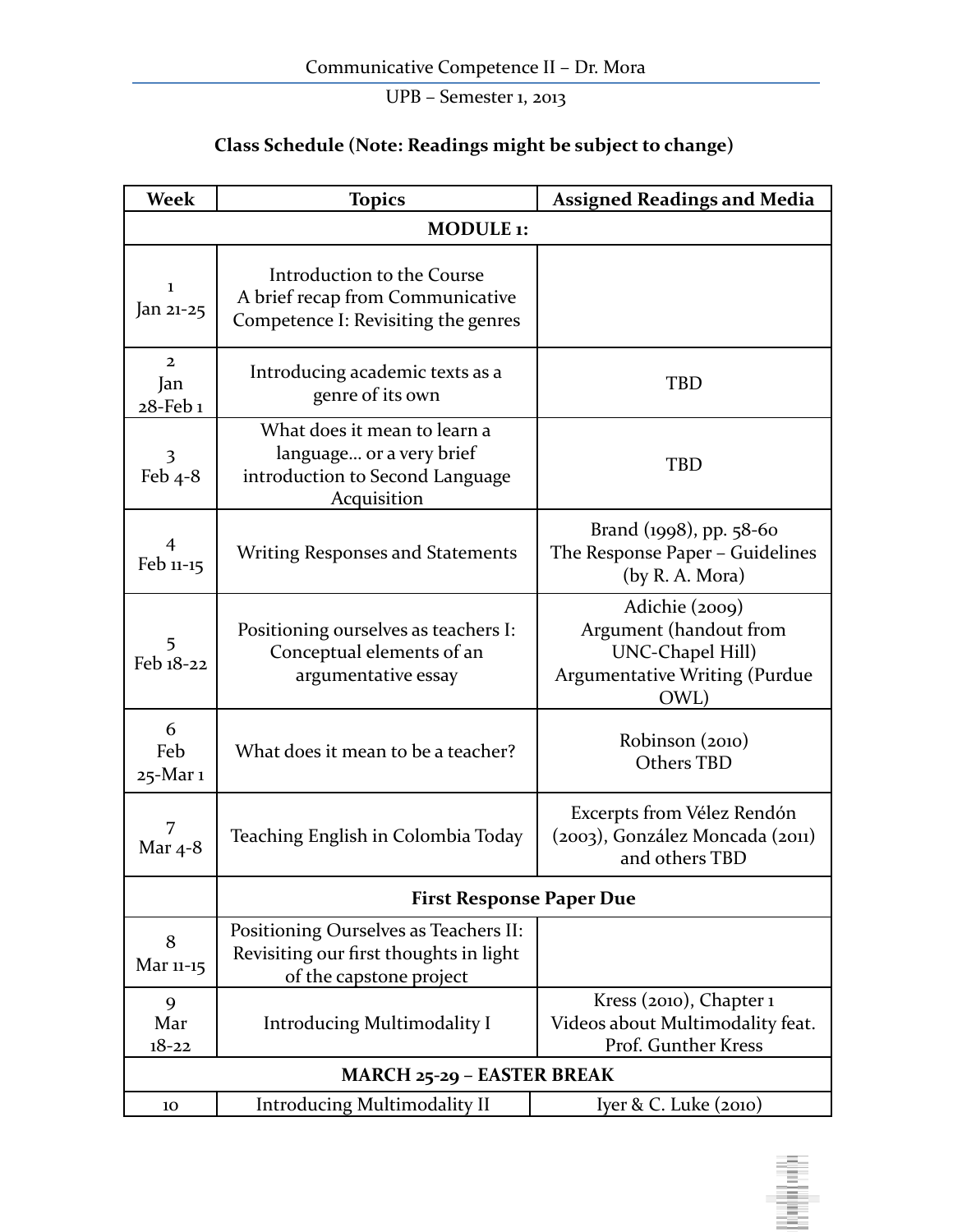Communicative Competence II – Dr. Mora

UPB – Semester 1, 2013

**Class Schedule (Note: Readings might be subject to change)**

| Week | Topics | Assigned Readings and Media |
| --- | --- | --- |
| **MODULE 1:** | | |
| 1<br>Jan 21-25 | Introduction to the Course<br>A brief recap from Communicative Competence I: Revisiting the genres | |
| 2<br>Jan 28-Feb 1 | Introducing academic texts as a genre of its own | TBD |
| 3<br>Feb 4-8 | What does it mean to learn a language… or a very brief introduction to Second Language Acquisition | TBD |
| 4<br>Feb 11-15 | Writing Responses and Statements | Brand (1998), pp. 58-60<br>The Response Paper – Guidelines (by R. A. Mora) |
| 5<br>Feb 18-22 | Positioning ourselves as teachers I: Conceptual elements of an argumentative essay | Adichie (2009)<br>Argument (handout from UNC-Chapel Hill)<br>Argumentative Writing (Purdue OWL) |
| 6<br>Feb 25-Mar 1 | What does it mean to be a teacher? | Robinson (2010)<br>Others TBD |
| 7<br>Mar 4-8 | Teaching English in Colombia Today | Excerpts from Vélez Rendón (2003), González Moncada (2011) and others TBD |
| | **First Response Paper Due** | |
| 8<br>Mar 11-15 | Positioning Ourselves as Teachers II: Revisiting our first thoughts in light of the capstone project | |
| 9<br>Mar 18-22 | Introducing Multimodality I | Kress (2010), Chapter 1<br>Videos about Multimodality feat. Prof. Gunther Kress |
| **MARCH 25-29 – EASTER BREAK** | | |
| 10 | Introducing Multimodality II | Iyer & C. Luke (2010) |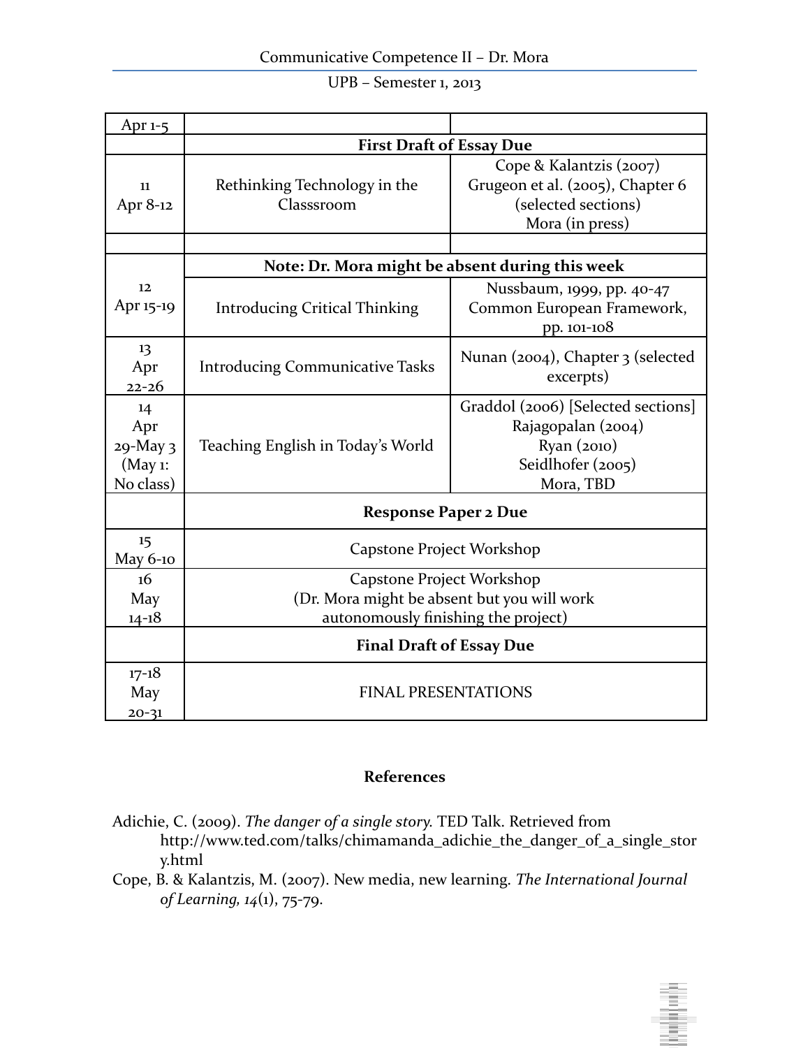| | | |
|---|---|---|
| Apr 1-5 | | |
| | **First Draft of Essay Due** | |
| 11 Apr 8-12 | Rethinking Technology in the Classsroom | Cope & Kalantzis (2007) Grugeon et al. (2005), Chapter 6 (selected sections) Mora (in press) |
| | | |
| 12 Apr 15-19 | **Note: Dr. Mora might be absent during this week** | |
| | Introducing Critical Thinking | Nussbaum, 1999, pp. 40-47 Common European Framework, pp. 101-108 |
| 13 Apr 22-26 | Introducing Communicative Tasks | Nunan (2004), Chapter 3 (selected excerpts) |
| 14 Apr 29-May 3 (May 1: No class) | Teaching English in Today's World | Graddol (2006) [Selected sections] Rajagopalan (2004) Ryan (2010) Seidlhofer (2005) Mora, TBD |
| | **Response Paper 2 Due** | |
| 15 May 6-10 | Capstone Project Workshop | |
| 16 May 14-18 | Capstone Project Workshop (Dr. Mora might be absent but you will work autonomously finishing the project) | |
| | **Final Draft of Essay Due** | |
| 17-18 May 20-31 | FINAL PRESENTATIONS | |

## References

Adichie, C. (2009). *The danger of a single story.* TED Talk. Retrieved from http://www.ted.com/talks/chimamanda_adichie_the_danger_of_a_single_story.html

Cope, B. & Kalantzis, M. (2007). New media, new learning. *The International Journal of Learning, 14*(1), 75-79.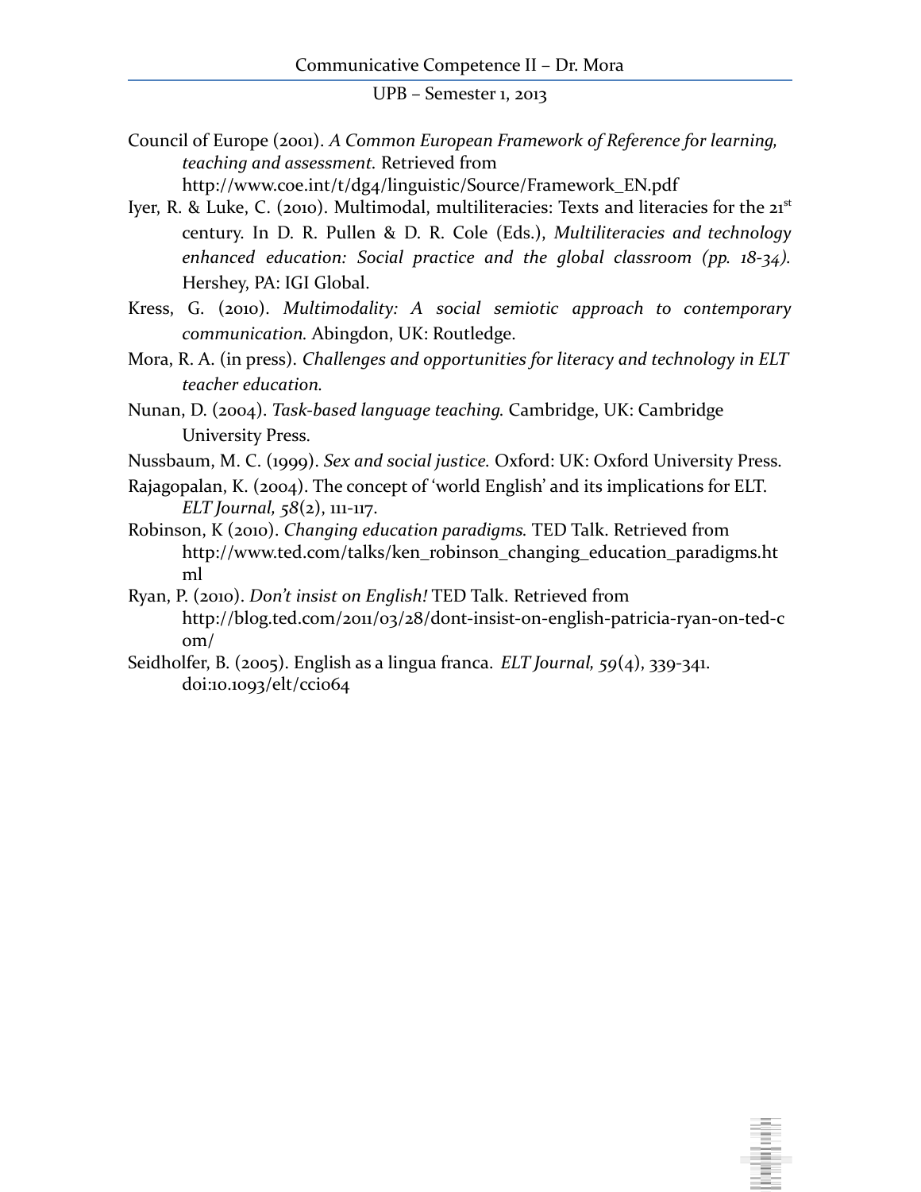Council of Europe (2001). *A Common European Framework of Reference for learning, teaching and assessment.* Retrieved from http://www.coe.int/t/dg4/linguistic/Source/Framework_EN.pdf

Iyer, R. & Luke, C. (2010). Multimodal, multiliteracies: Texts and literacies for the 21st century. In D. R. Pullen & D. R. Cole (Eds.), *Multiliteracies and technology enhanced education: Social practice and the global classroom (pp. 18-34).* Hershey, PA: IGI Global.

Kress, G. (2010). *Multimodality: A social semiotic approach to contemporary communication.* Abingdon, UK: Routledge.

Mora, R. A. (in press). *Challenges and opportunities for literacy and technology in ELT teacher education.*

Nunan, D. (2004). *Task-based language teaching.* Cambridge, UK: Cambridge University Press.

Nussbaum, M. C. (1999). *Sex and social justice.* Oxford: UK: Oxford University Press.

Rajagopalan, K. (2004). The concept of 'world English' and its implications for ELT. *ELT Journal, 58*(2), 111-117.

Robinson, K (2010). *Changing education paradigms.* TED Talk. Retrieved from http://www.ted.com/talks/ken_robinson_changing_education_paradigms.html

Ryan, P. (2010). *Don't insist on English!* TED Talk. Retrieved from http://blog.ted.com/2011/03/28/dont-insist-on-english-patricia-ryan-on-ted-com/

Seidholfer, B. (2005). English as a lingua franca. *ELT Journal, 59*(4), 339-341. doi:10.1093/elt/cci064